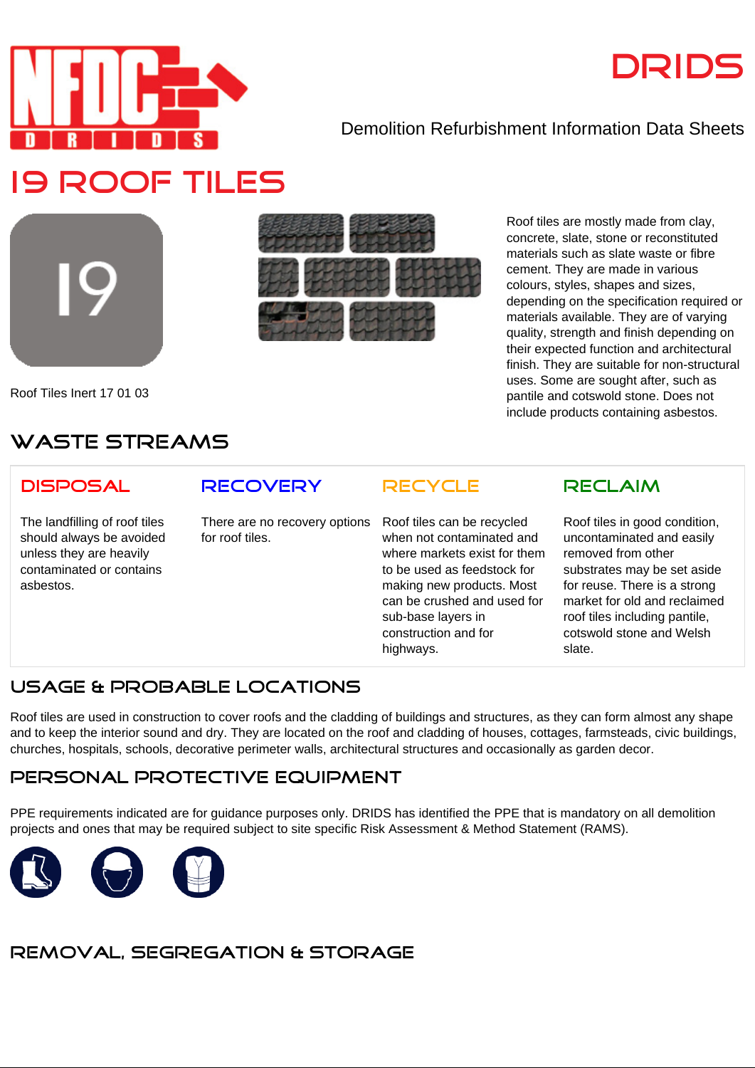# DRIDS

Demolition Refurbishment Information Data Sheets

# 19 ROOF TILES

Roof Tiles Inert 17 01 03

Roof tiles are mostly made from clay, concrete, slate, stone or reconstituted materials such as slate waste or fibre cement. They are made in various colours, styles, shapes and sizes, depending on the specification required or materials available. They are of varying quality, strength and finish depending on their expected function and architectural finish. They are suitable for non-structural uses. Some are sought after, such as pantile and cotswold stone. Does not include products containing asbestos.

## WASTE STREAMS

| DISPOSAL | RECOVERY | RECYCLE | RECLAIM |
|---|---|---|---|
| The landfilling of roof tiles should always be avoided unless they are heavily contaminated or contains asbestos. | There are no recovery options for roof tiles. | Roof tiles can be recycled when not contaminated and where markets exist for them to be used as feedstock for making new products. Most can be crushed and used for sub-base layers in construction and for highways. | Roof tiles in good condition, uncontaminated and easily removed from other substrates may be set aside for reuse. There is a strong market for old and reclaimed roof tiles including pantile, cotswold stone and Welsh slate. |

## USAGE & PROBABLE LOCATIONS

Roof tiles are used in construction to cover roofs and the cladding of buildings and structures, as they can form almost any shape and to keep the interior sound and dry. They are located on the roof and cladding of houses, cottages, farmsteads, civic buildings, churches, hospitals, schools, decorative perimeter walls, architectural structures and occasionally as garden decor.

## PERSONAL PROTECTIVE EQUIPMENT

PPE requirements indicated are for guidance purposes only. DRIDS has identified the PPE that is mandatory on all demolition projects and ones that may be required subject to site specific Risk Assessment & Method Statement (RAMS).

## REMOVAL, SEGREGATION & STORAGE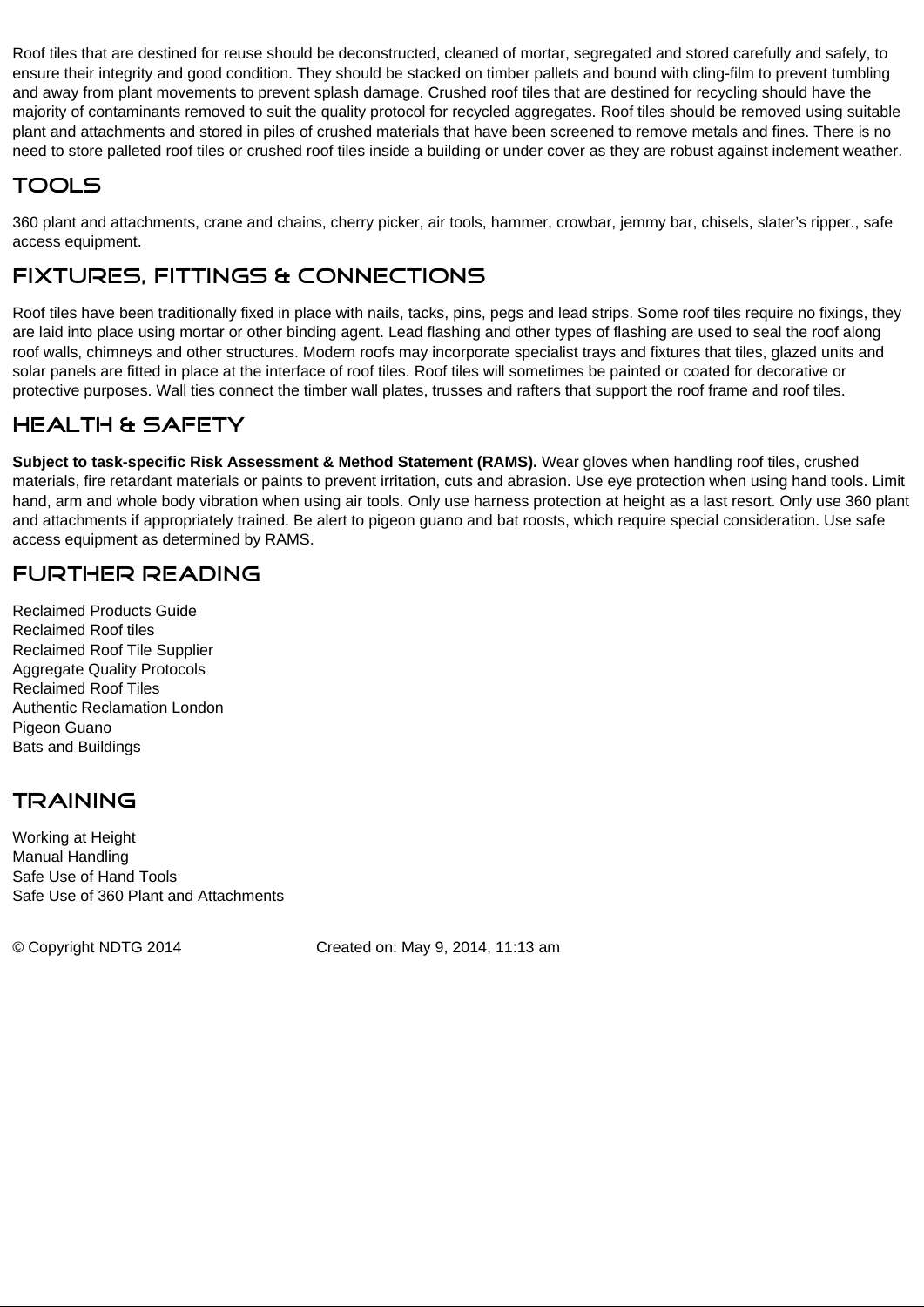Roof tiles that are destined for reuse should be deconstructed, cleaned of mortar, segregated and stored carefully and safely, to ensure their integrity and good condition. They should be stacked on timber pallets and bound with cling-film to prevent tumbling and away from plant movements to prevent splash damage. Crushed roof tiles that are destined for recycling should have the majority of contaminants removed to suit the quality protocol for recycled aggregates. Roof tiles should be removed using suitable plant and attachments and stored in piles of crushed materials that have been screened to remove metals and fines. There is no need to store palleted roof tiles or crushed roof tiles inside a building or under cover as they are robust against inclement weather.

## TOOLS

360 plant and attachments, crane and chains, cherry picker, air tools, hammer, crowbar, jemmy bar, chisels, slater's ripper., safe access equipment.

## FIXTURES, FITTINGS & CONNECTIONS

Roof tiles have been traditionally fixed in place with nails, tacks, pins, pegs and lead strips. Some roof tiles require no fixings, they are laid into place using mortar or other binding agent. Lead flashing and other types of flashing are used to seal the roof along roof walls, chimneys and other structures. Modern roofs may incorporate specialist trays and fixtures that tiles, glazed units and solar panels are fitted in place at the interface of roof tiles. Roof tiles will sometimes be painted or coated for decorative or protective purposes. Wall ties connect the timber wall plates, trusses and rafters that support the roof frame and roof tiles.

## HEALTH & SAFETY

**Subject to task-specific Risk Assessment & Method Statement (RAMS).** Wear gloves when handling roof tiles, crushed materials, fire retardant materials or paints to prevent irritation, cuts and abrasion. Use eye protection when using hand tools. Limit hand, arm and whole body vibration when using air tools. Only use harness protection at height as a last resort. Only use 360 plant and attachments if appropriately trained. Be alert to pigeon guano and bat roosts, which require special consideration. Use safe access equipment as determined by RAMS.

## FURTHER READING

Reclaimed Products Guide
Reclaimed Roof tiles
Reclaimed Roof Tile Supplier
Aggregate Quality Protocols
Reclaimed Roof Tiles
Authentic Reclamation London
Pigeon Guano
Bats and Buildings

## TRAINING

Working at Height
Manual Handling
Safe Use of Hand Tools
Safe Use of 360 Plant and Attachments

© Copyright NDTG 2014 Created on: May 9, 2014, 11:13 am